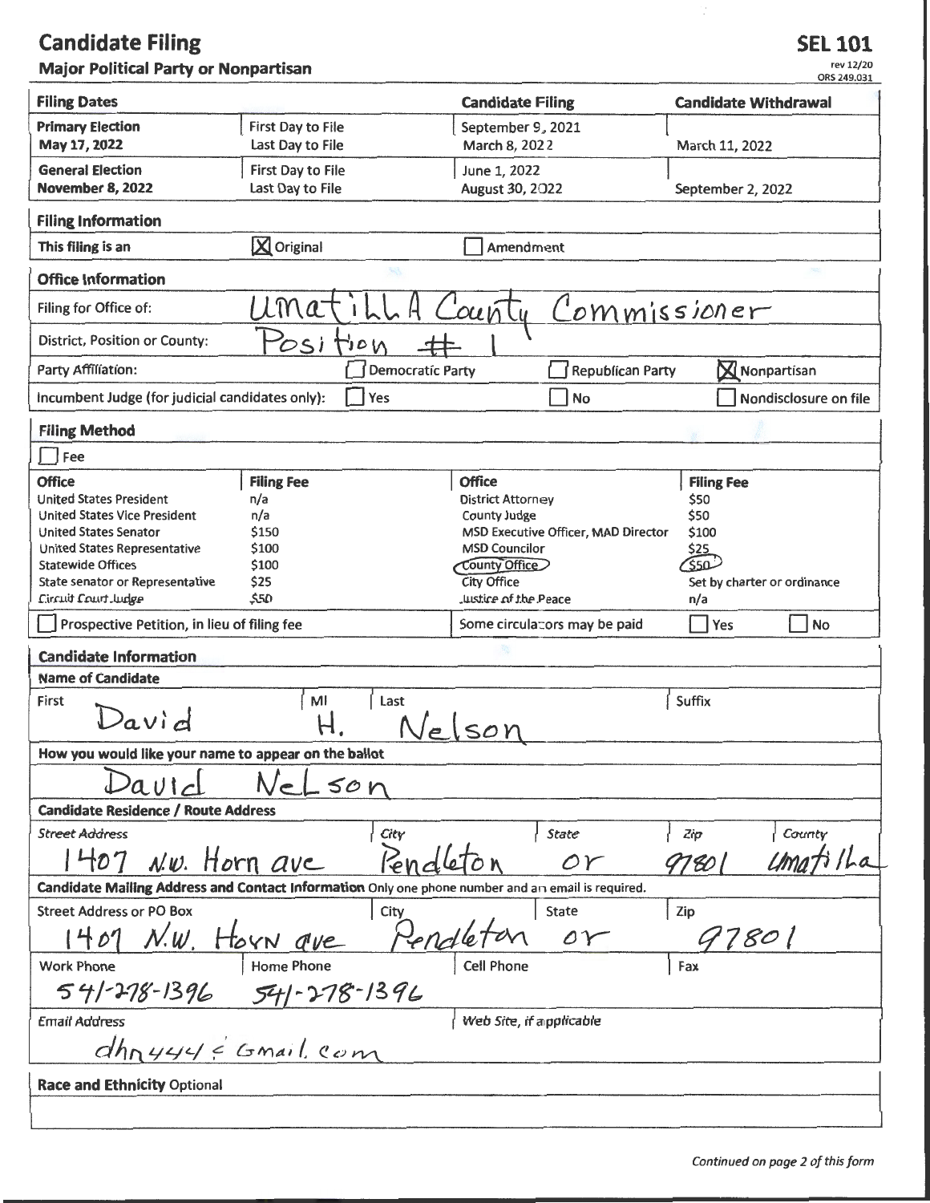# Candidate Filing

**Major Political Party or Nonpartisan**

**SEL 101**
rev 12/20
ORS 249.031

| **Filing Dates** | | **Candidate Filing** | **Candidate Withdrawal** |
|---|---|---|---|
| **Primary Election** May 17, 2022 | First Day to File | September 9, 2021 | |
| | Last Day to File | March 8, 2022 | March 11, 2022 |
| **General Election** November 8, 2022 | First Day to File | June 1, 2022 | |
| | Last Day to File | August 30, 2022 | September 2, 2022 |

## Filing Information

This filing is an: [X] Original [ ] Amendment

## Office Information

Filing for Office of: UmatiLLA County Commissioner

District, Position or County: Position # 1

Party Affiliation: [ ] Democratic Party [ ] Republican Party [X] Nonpartisan

Incumbent Judge (for judicial candidates only): [ ] Yes [ ] No [ ] Nondisclosure on file

## Filing Method

[ ] Fee

| Office | Filing Fee | Office | Filing Fee |
|---|---|---|---|
| United States President | n/a | District Attorney | $50 |
| United States Vice President | n/a | County Judge | $50 |
| United States Senator | $150 | MSD Executive Officer, MAD Director | $100 |
| United States Representative | $100 | MSD Councilor | $25 |
| Statewide Offices | $100 | County Office (circled) | $50 (circled) |
| State senator or Representative | $25 | City Office | Set by charter or ordinance |
| Circuit Court Judge | $50 | Justice of the Peace | n/a |

[ ] Prospective Petition, in lieu of filing fee — Some circulators may be paid [ ] Yes [ ] No

## Candidate Information

**Name of Candidate**

| First | MI | Last | Suffix |
|---|---|---|---|
| David | H. | Nelson | |

**How you would like your name to appear on the ballot**

David NeLson

**Candidate Residence / Route Address**

| Street Address | City | State | Zip | County |
|---|---|---|---|---|
| 1407 N.W. Horn ave | Pendleton | or | 97801 | Umatilla |

**Candidate Mailing Address and Contact Information** Only one phone number and an email is required.

| Street Address or PO Box | City | State | Zip |
|---|---|---|---|
| 1407 N.W. Horn ave | Pendleton | or | 97801 |

| Work Phone | Home Phone | Cell Phone | Fax |
|---|---|---|---|
| 541-278-1396 | 541-278-1396 | | |

| Email Address | Web Site, if applicable |
|---|---|
| dhn444@Gmail.com | |

**Race and Ethnicity** Optional

*Continued on page 2 of this form*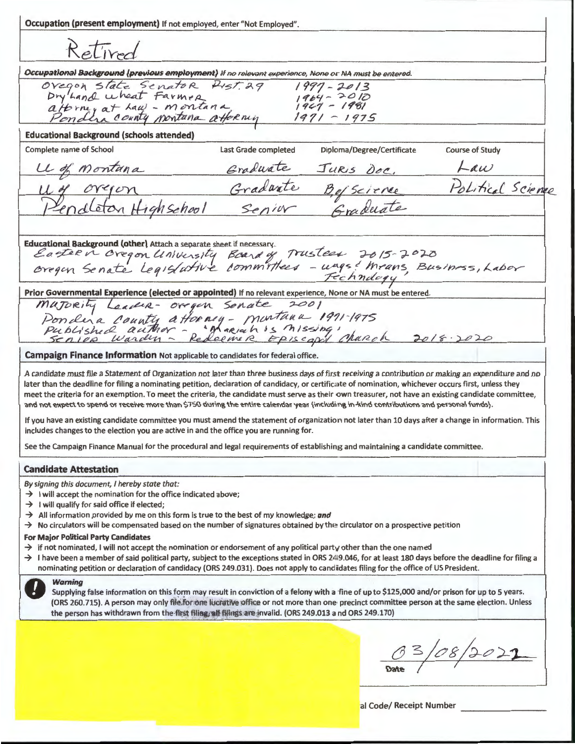**Occupation (present employment)** If not employed, enter "Not Employed".

Retired

***Occupational Background (previous employment)*** *If no relevant experience, None or NA must be entered.*

Oregon State Senator Dist. 29 1997 - 2013
Dryland wheat Farmer 1964 - 2010
attorney at Law - Montana 1967 - 1981
Pondera County Montana attorney 1971 - 1975

**Educational Background (schools attended)**

| Complete name of School | Last Grade completed | Diploma/Degree/Certificate | Course of Study |
|---|---|---|---|
| U of Montana | Graduate | Juris Doc. | Law |
| U of Oregon | Graduate | B of Science | Political Science |
| Pendleton High school | Senior | Graduate | |

**Educational Background (other)** Attach a separate sheet if necessary.

Eastern Oregon University Board of Trustees 2015-2020
Oregon Senate Legislative Committees - ways & means, Business, Labor Technology

**Prior Governmental Experience (elected or appointed)** If no relevant experience, None or NA must be entered.

Majority Leader - Oregon Senate 2001
Pondera County attorney - Montana 1971-1975
Published author - 'Mariah is Missing'
Senior Warden - Redeemer Episcopal Church 2018-2020

**Campaign Finance Information** Not applicable to candidates for federal office.

A candidate must file a Statement of Organization not later than three business days of first receiving a contribution or making an expenditure and no later than the deadline for filing a nominating petition, declaration of candidacy, or certificate of nomination, whichever occurs first, unless they meet the criteria for an exemption. To meet the criteria, the candidate must serve as their own treasurer, not have an existing candidate committee, and not expect to spend or receive more than $750 during the entire calendar year (including in-kind contributions and personal funds).

If you have an existing candidate committee you must amend the statement of organization not later than 10 days after a change in information. This includes changes to the election you are active in and the office you are running for.

See the Campaign Finance Manual for the procedural and legal requirements of establishing and maintaining a candidate committee.

## Candidate Attestation

*By signing this document, I hereby state that:*

→ I will accept the nomination for the office indicated above;
→ I will qualify for said office if elected;
→ All information provided by me on this form is true to the best of my knowledge; ***and***
→ No circulators will be compensated based on the number of signatures obtained by the circulator on a prospective petition

**For Major Political Party Candidates**

→ if not nominated, I will not accept the nomination or endorsement of any political party other than the one named
→ I have been a member of said political party, subject to the exceptions stated in ORS 249.046, for at least 180 days before the deadline for filing a nominating petition or declaration of candidacy (ORS 249.031). Does not apply to candidates filing for the office of US President.

***Warning***
Supplying false information on this form may result in conviction of a felony with a fine of up to $125,000 and/or prison for up to 5 years. (ORS 260.715). A person may only file for one lucrative office or not more than one precinct committee person at the same election. Unless the person has withdrawn from the first filing, all filings are invalid. (ORS 249.013 and ORS 249.170)

03/08/2022
Date

al Code/ Receipt Number